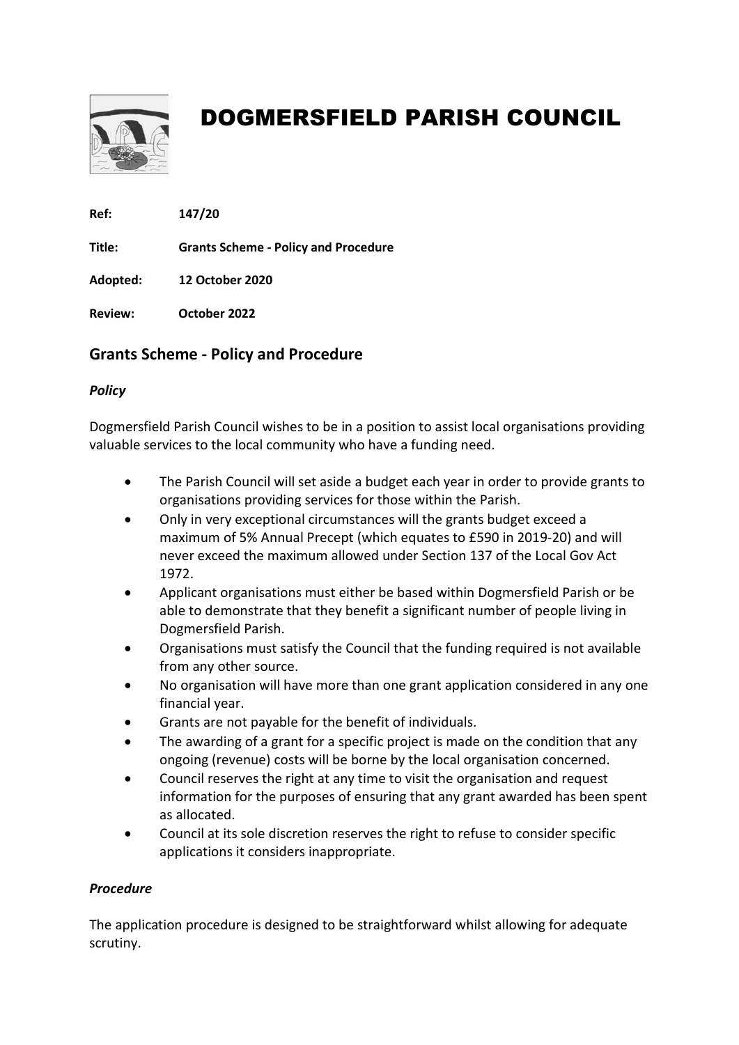# DOGMERSFIELD PARISH COUNCIL

**Ref:** **147/20**

**Title:** **Grants Scheme - Policy and Procedure**

**Adopted:** **12 October 2020**

**Review:** **October 2022**

## Grants Scheme - Policy and Procedure

### *Policy*

Dogmersfield Parish Council wishes to be in a position to assist local organisations providing valuable services to the local community who have a funding need.

- The Parish Council will set aside a budget each year in order to provide grants to organisations providing services for those within the Parish.
- Only in very exceptional circumstances will the grants budget exceed a maximum of 5% Annual Precept (which equates to £590 in 2019-20) and will never exceed the maximum allowed under Section 137 of the Local Gov Act 1972.
- Applicant organisations must either be based within Dogmersfield Parish or be able to demonstrate that they benefit a significant number of people living in Dogmersfield Parish.
- Organisations must satisfy the Council that the funding required is not available from any other source.
- No organisation will have more than one grant application considered in any one financial year.
- Grants are not payable for the benefit of individuals.
- The awarding of a grant for a specific project is made on the condition that any ongoing (revenue) costs will be borne by the local organisation concerned.
- Council reserves the right at any time to visit the organisation and request information for the purposes of ensuring that any grant awarded has been spent as allocated.
- Council at its sole discretion reserves the right to refuse to consider specific applications it considers inappropriate.

### *Procedure*

The application procedure is designed to be straightforward whilst allowing for adequate scrutiny.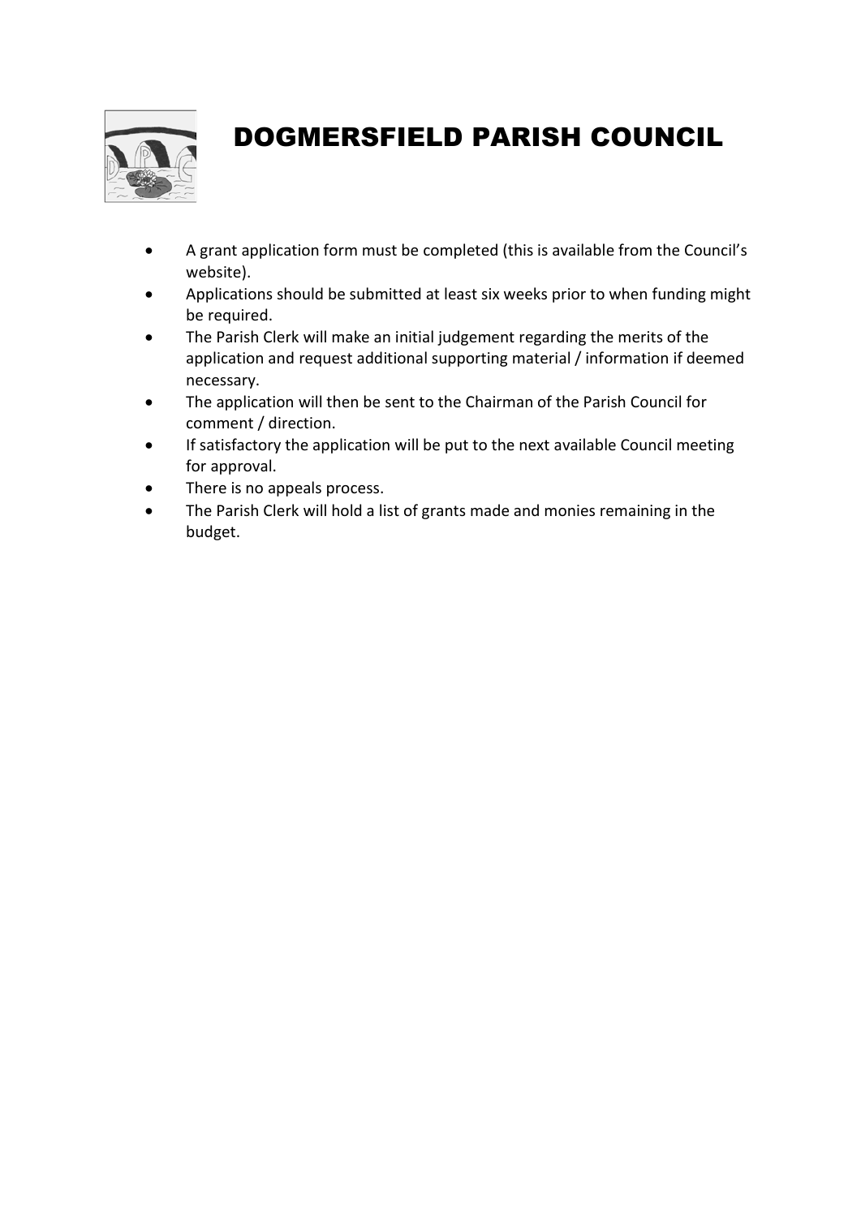# DOGMERSFIELD PARISH COUNCIL

- A grant application form must be completed (this is available from the Council's website).
- Applications should be submitted at least six weeks prior to when funding might be required.
- The Parish Clerk will make an initial judgement regarding the merits of the application and request additional supporting material / information if deemed necessary.
- The application will then be sent to the Chairman of the Parish Council for comment / direction.
- If satisfactory the application will be put to the next available Council meeting for approval.
- There is no appeals process.
- The Parish Clerk will hold a list of grants made and monies remaining in the budget.